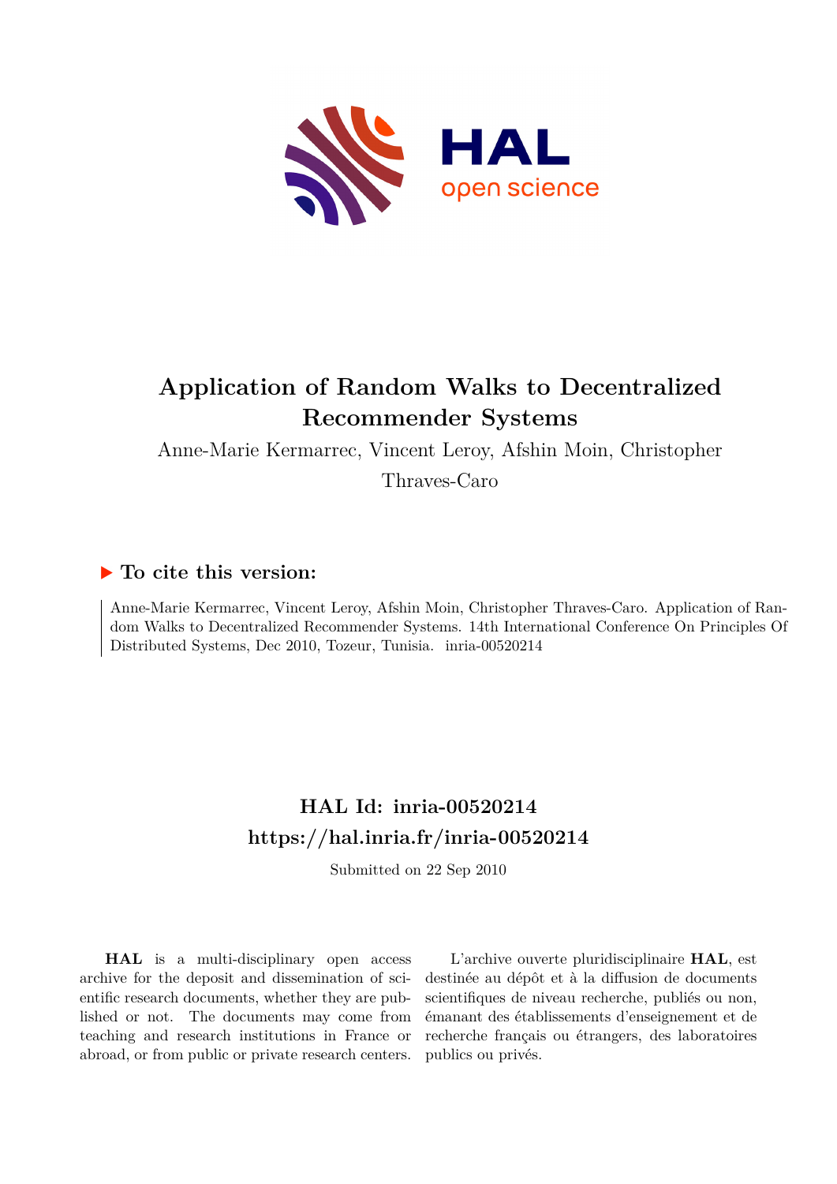# Application of Random Walks to Decentralized Recommender Systems

Anne-Marie Kermarrec, Vincent Leroy, Afshin Moin, Christopher Thraves-Caro

## ▶ To cite this version:

Anne-Marie Kermarrec, Vincent Leroy, Afshin Moin, Christopher Thraves-Caro. Application of Random Walks to Decentralized Recommender Systems. 14th International Conference On Principles Of Distributed Systems, Dec 2010, Tozeur, Tunisia. inria-00520214

## HAL Id: inria-00520214
## https://hal.inria.fr/inria-00520214

Submitted on 22 Sep 2010

**HAL** is a multi-disciplinary open access archive for the deposit and dissemination of scientific research documents, whether they are published or not. The documents may come from teaching and research institutions in France or abroad, or from public or private research centers.

L'archive ouverte pluridisciplinaire **HAL**, est destinée au dépôt et à la diffusion de documents scientifiques de niveau recherche, publiés ou non, émanant des établissements d'enseignement et de recherche français ou étrangers, des laboratoires publics ou privés.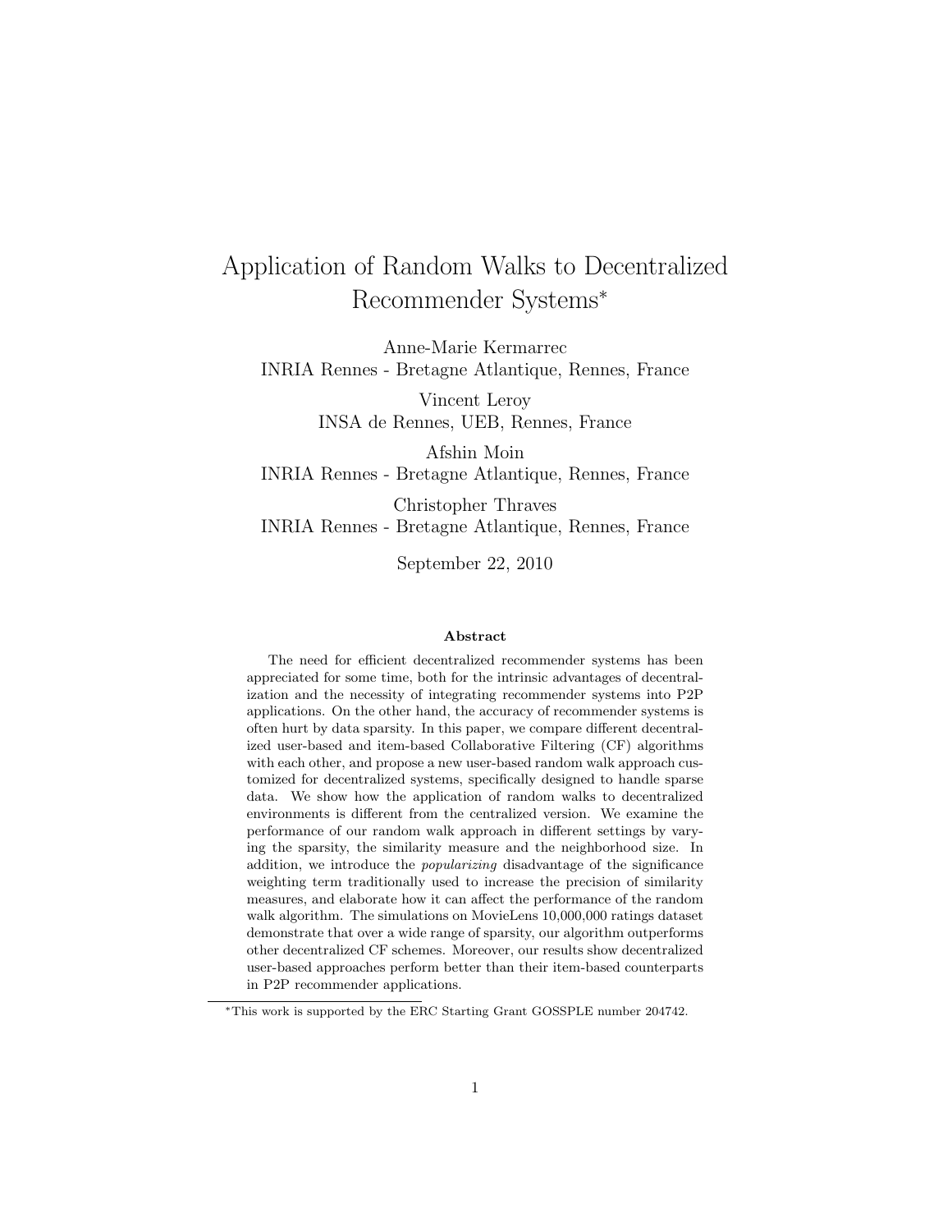# Application of Random Walks to Decentralized Recommender Systems*

Anne-Marie Kermarrec
INRIA Rennes - Bretagne Atlantique, Rennes, France

Vincent Leroy
INSA de Rennes, UEB, Rennes, France

Afshin Moin
INRIA Rennes - Bretagne Atlantique, Rennes, France

Christopher Thraves
INRIA Rennes - Bretagne Atlantique, Rennes, France

September 22, 2010

### Abstract

The need for efficient decentralized recommender systems has been appreciated for some time, both for the intrinsic advantages of decentralization and the necessity of integrating recommender systems into P2P applications. On the other hand, the accuracy of recommender systems is often hurt by data sparsity. In this paper, we compare different decentralized user-based and item-based Collaborative Filtering (CF) algorithms with each other, and propose a new user-based random walk approach customized for decentralized systems, specifically designed to handle sparse data. We show how the application of random walks to decentralized environments is different from the centralized version. We examine the performance of our random walk approach in different settings by varying the sparsity, the similarity measure and the neighborhood size. In addition, we introduce the *popularizing* disadvantage of the significance weighting term traditionally used to increase the precision of similarity measures, and elaborate how it can affect the performance of the random walk algorithm. The simulations on MovieLens 10,000,000 ratings dataset demonstrate that over a wide range of sparsity, our algorithm outperforms other decentralized CF schemes. Moreover, our results show decentralized user-based approaches perform better than their item-based counterparts in P2P recommender applications.

*This work is supported by the ERC Starting Grant GOSSPLE number 204742.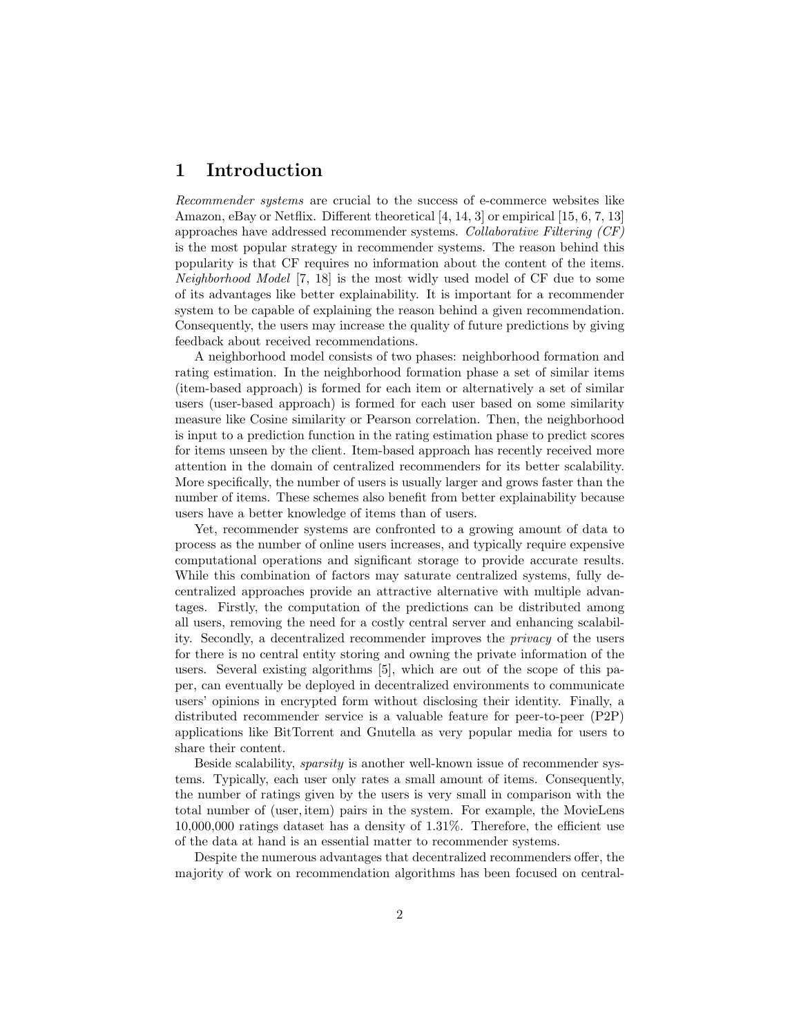# 1 Introduction

*Recommender systems* are crucial to the success of e-commerce websites like Amazon, eBay or Netflix. Different theoretical [4, 14, 3] or empirical [15, 6, 7, 13] approaches have addressed recommender systems. *Collaborative Filtering (CF)* is the most popular strategy in recommender systems. The reason behind this popularity is that CF requires no information about the content of the items. *Neighborhood Model* [7, 18] is the most widly used model of CF due to some of its advantages like better explainability. It is important for a recommender system to be capable of explaining the reason behind a given recommendation. Consequently, the users may increase the quality of future predictions by giving feedback about received recommendations.

A neighborhood model consists of two phases: neighborhood formation and rating estimation. In the neighborhood formation phase a set of similar items (item-based approach) is formed for each item or alternatively a set of similar users (user-based approach) is formed for each user based on some similarity measure like Cosine similarity or Pearson correlation. Then, the neighborhood is input to a prediction function in the rating estimation phase to predict scores for items unseen by the client. Item-based approach has recently received more attention in the domain of centralized recommenders for its better scalability. More specifically, the number of users is usually larger and grows faster than the number of items. These schemes also benefit from better explainability because users have a better knowledge of items than of users.

Yet, recommender systems are confronted to a growing amount of data to process as the number of online users increases, and typically require expensive computational operations and significant storage to provide accurate results. While this combination of factors may saturate centralized systems, fully decentralized approaches provide an attractive alternative with multiple advantages. Firstly, the computation of the predictions can be distributed among all users, removing the need for a costly central server and enhancing scalability. Secondly, a decentralized recommender improves the *privacy* of the users for there is no central entity storing and owning the private information of the users. Several existing algorithms [5], which are out of the scope of this paper, can eventually be deployed in decentralized environments to communicate users' opinions in encrypted form without disclosing their identity. Finally, a distributed recommender service is a valuable feature for peer-to-peer (P2P) applications like BitTorrent and Gnutella as very popular media for users to share their content.

Beside scalability, *sparsity* is another well-known issue of recommender systems. Typically, each user only rates a small amount of items. Consequently, the number of ratings given by the users is very small in comparison with the total number of (user, item) pairs in the system. For example, the MovieLens 10,000,000 ratings dataset has a density of 1.31%. Therefore, the efficient use of the data at hand is an essential matter to recommender systems.

Despite the numerous advantages that decentralized recommenders offer, the majority of work on recommendation algorithms has been focused on central-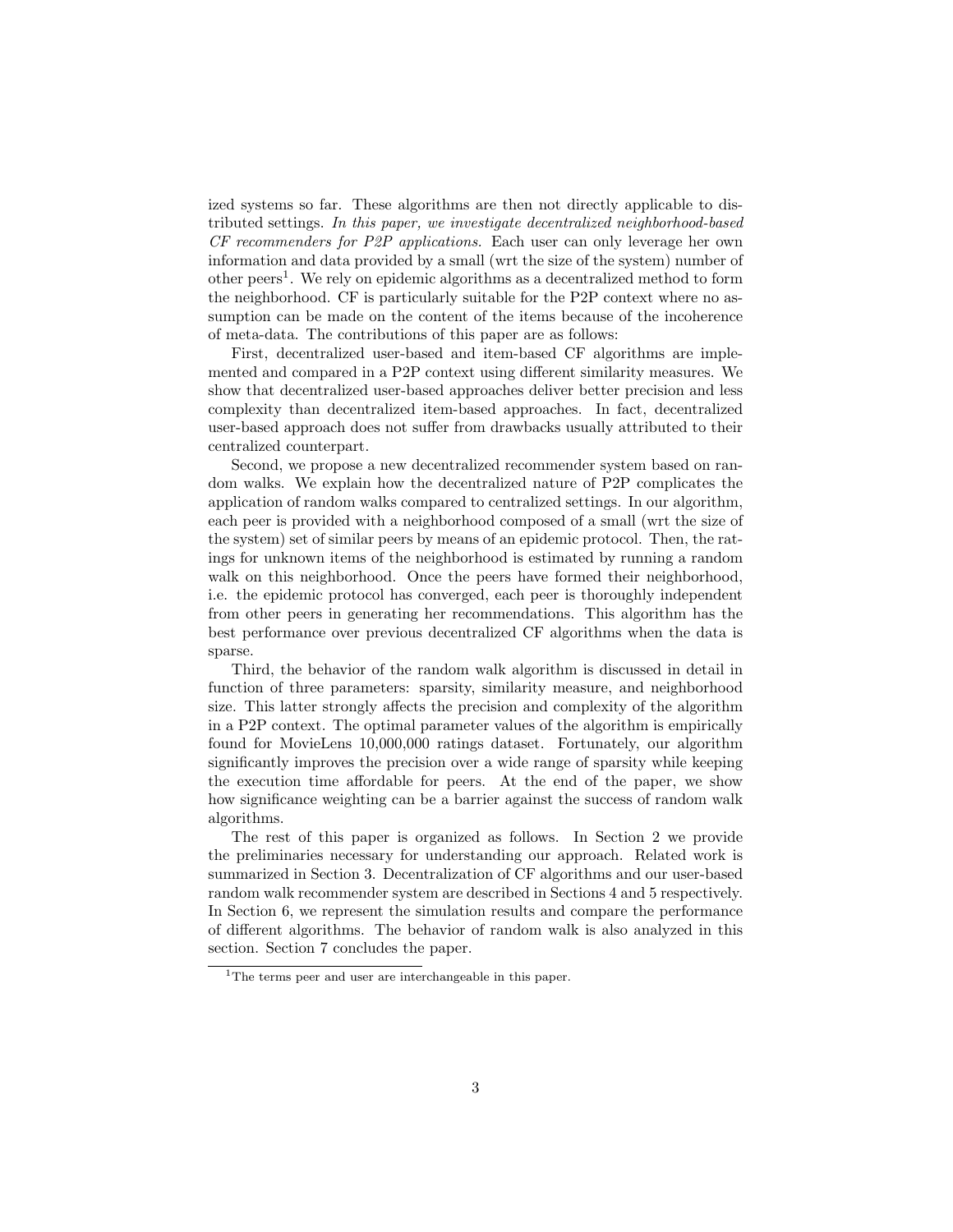ized systems so far. These algorithms are then not directly applicable to distributed settings. *In this paper, we investigate decentralized neighborhood-based CF recommenders for P2P applications.* Each user can only leverage her own information and data provided by a small (wrt the size of the system) number of other peers[1]. We rely on epidemic algorithms as a decentralized method to form the neighborhood. CF is particularly suitable for the P2P context where no assumption can be made on the content of the items because of the incoherence of meta-data. The contributions of this paper are as follows:

First, decentralized user-based and item-based CF algorithms are implemented and compared in a P2P context using different similarity measures. We show that decentralized user-based approaches deliver better precision and less complexity than decentralized item-based approaches. In fact, decentralized user-based approach does not suffer from drawbacks usually attributed to their centralized counterpart.

Second, we propose a new decentralized recommender system based on random walks. We explain how the decentralized nature of P2P complicates the application of random walks compared to centralized settings. In our algorithm, each peer is provided with a neighborhood composed of a small (wrt the size of the system) set of similar peers by means of an epidemic protocol. Then, the ratings for unknown items of the neighborhood is estimated by running a random walk on this neighborhood. Once the peers have formed their neighborhood, i.e. the epidemic protocol has converged, each peer is thoroughly independent from other peers in generating her recommendations. This algorithm has the best performance over previous decentralized CF algorithms when the data is sparse.

Third, the behavior of the random walk algorithm is discussed in detail in function of three parameters: sparsity, similarity measure, and neighborhood size. This latter strongly affects the precision and complexity of the algorithm in a P2P context. The optimal parameter values of the algorithm is empirically found for MovieLens 10,000,000 ratings dataset. Fortunately, our algorithm significantly improves the precision over a wide range of sparsity while keeping the execution time affordable for peers. At the end of the paper, we show how significance weighting can be a barrier against the success of random walk algorithms.

The rest of this paper is organized as follows. In Section 2 we provide the preliminaries necessary for understanding our approach. Related work is summarized in Section 3. Decentralization of CF algorithms and our user-based random walk recommender system are described in Sections 4 and 5 respectively. In Section 6, we represent the simulation results and compare the performance of different algorithms. The behavior of random walk is also analyzed in this section. Section 7 concludes the paper.

[1] The terms peer and user are interchangeable in this paper.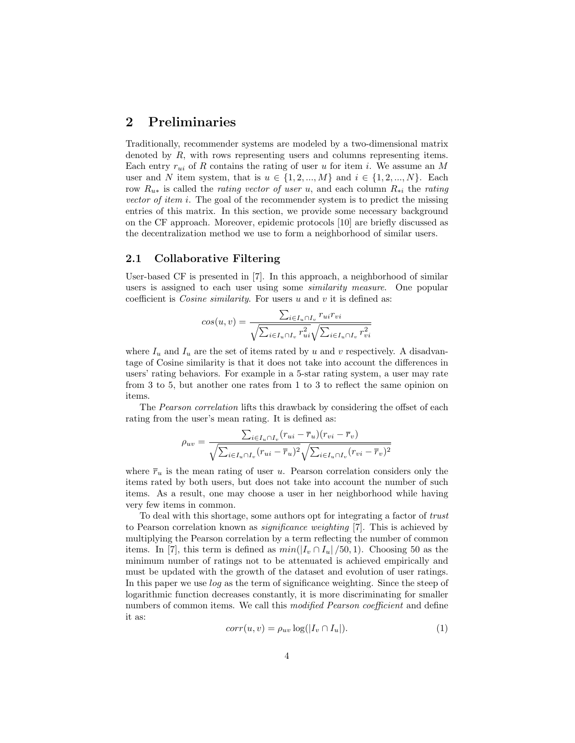## 2 Preliminaries

Traditionally, recommender systems are modeled by a two-dimensional matrix denoted by $R$, with rows representing users and columns representing items. Each entry $r_{ui}$ of $R$ contains the rating of user $u$ for item $i$. We assume an $M$ user and $N$ item system, that is $u \in \{1, 2, ..., M\}$ and $i \in \{1, 2, ..., N\}$. Each row $R_{u*}$ is called the *rating vector of user* $u$, and each column $R_{*i}$ the *rating vector of item* $i$. The goal of the recommender system is to predict the missing entries of this matrix. In this section, we provide some necessary background on the CF approach. Moreover, epidemic protocols [10] are briefly discussed as the decentralization method we use to form a neighborhood of similar users.

### 2.1 Collaborative Filtering

User-based CF is presented in [7]. In this approach, a neighborhood of similar users is assigned to each user using some *similarity measure*. One popular coefficient is *Cosine similarity*. For users $u$ and $v$ it is defined as:

$$cos(u, v) = \frac{\sum_{i \in I_u \cap I_v} r_{ui} r_{vi}}{\sqrt{\sum_{i \in I_u \cap I_v} r_{ui}^2} \sqrt{\sum_{i \in I_u \cap I_v} r_{vi}^2}}$$

where $I_u$ and $I_u$ are the set of items rated by $u$ and $v$ respectively. A disadvantage of Cosine similarity is that it does not take into account the differences in users' rating behaviors. For example in a 5-star rating system, a user may rate from 3 to 5, but another one rates from 1 to 3 to reflect the same opinion on items.

The *Pearson correlation* lifts this drawback by considering the offset of each rating from the user's mean rating. It is defined as:

$$\rho_{uv} = \frac{\sum_{i \in I_u \cap I_v} (r_{ui} - \overline{r}_u)(r_{vi} - \overline{r}_v)}{\sqrt{\sum_{i \in I_u \cap I_v} (r_{ui} - \overline{r}_u)^2} \sqrt{\sum_{i \in I_u \cap I_v} (r_{vi} - \overline{r}_v)^2}}$$

where $\overline{r}_u$ is the mean rating of user $u$. Pearson correlation considers only the items rated by both users, but does not take into account the number of such items. As a result, one may choose a user in her neighborhood while having very few items in common.

To deal with this shortage, some authors opt for integrating a factor of *trust* to Pearson correlation known as *significance weighting* [7]. This is achieved by multiplying the Pearson correlation by a term reflecting the number of common items. In [7], this term is defined as $min(|I_v \cap I_u| /50, 1)$. Choosing 50 as the minimum number of ratings not to be attenuated is achieved empirically and must be updated with the growth of the dataset and evolution of user ratings. In this paper we use *log* as the term of significance weighting. Since the steep of logarithmic function decreases constantly, it is more discriminating for smaller numbers of common items. We call this *modified Pearson coefficient* and define it as:

$$corr(u, v) = \rho_{uv} \log(|I_v \cap I_u|). \tag{1}$$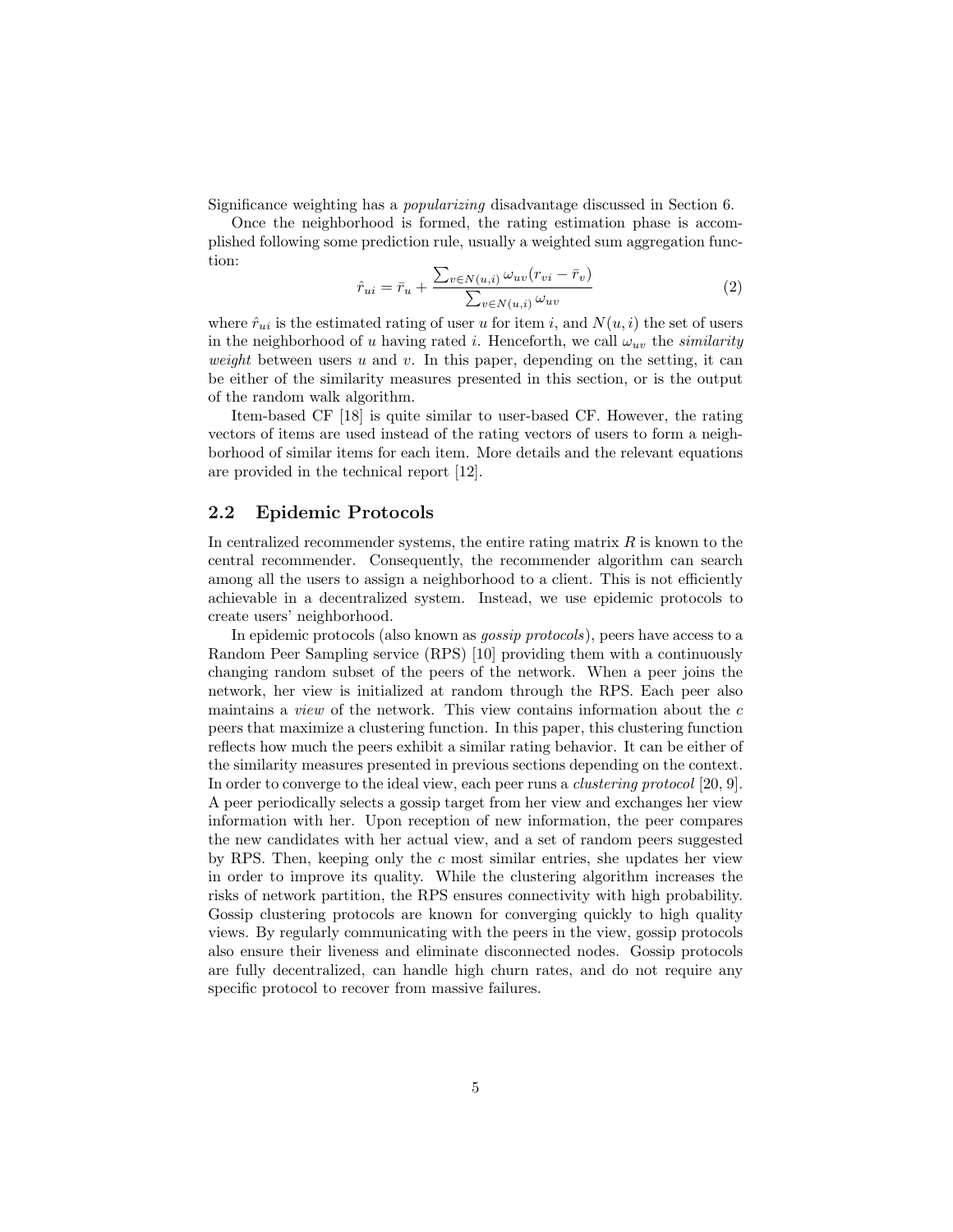Significance weighting has a *popularizing* disadvantage discussed in Section 6.

Once the neighborhood is formed, the rating estimation phase is accomplished following some prediction rule, usually a weighted sum aggregation function:

$$\hat{r}_{ui} = \bar{r}_u + \frac{\sum_{v \in N(u,i)} \omega_{uv}(r_{vi} - \bar{r}_v)}{\sum_{v \in N(u,i)} \omega_{uv}} \tag{2}$$

where $\hat{r}_{ui}$ is the estimated rating of user $u$ for item $i$, and $N(u,i)$ the set of users in the neighborhood of $u$ having rated $i$. Henceforth, we call $\omega_{uv}$ the *similarity weight* between users $u$ and $v$. In this paper, depending on the setting, it can be either of the similarity measures presented in this section, or is the output of the random walk algorithm.

Item-based CF [18] is quite similar to user-based CF. However, the rating vectors of items are used instead of the rating vectors of users to form a neighborhood of similar items for each item. More details and the relevant equations are provided in the technical report [12].

## 2.2 Epidemic Protocols

In centralized recommender systems, the entire rating matrix $R$ is known to the central recommender. Consequently, the recommender algorithm can search among all the users to assign a neighborhood to a client. This is not efficiently achievable in a decentralized system. Instead, we use epidemic protocols to create users' neighborhood.

In epidemic protocols (also known as *gossip protocols*), peers have access to a Random Peer Sampling service (RPS) [10] providing them with a continuously changing random subset of the peers of the network. When a peer joins the network, her view is initialized at random through the RPS. Each peer also maintains a *view* of the network. This view contains information about the $c$ peers that maximize a clustering function. In this paper, this clustering function reflects how much the peers exhibit a similar rating behavior. It can be either of the similarity measures presented in previous sections depending on the context. In order to converge to the ideal view, each peer runs a *clustering protocol* [20, 9]. A peer periodically selects a gossip target from her view and exchanges her view information with her. Upon reception of new information, the peer compares the new candidates with her actual view, and a set of random peers suggested by RPS. Then, keeping only the $c$ most similar entries, she updates her view in order to improve its quality. While the clustering algorithm increases the risks of network partition, the RPS ensures connectivity with high probability. Gossip clustering protocols are known for converging quickly to high quality views. By regularly communicating with the peers in the view, gossip protocols also ensure their liveness and eliminate disconnected nodes. Gossip protocols are fully decentralized, can handle high churn rates, and do not require any specific protocol to recover from massive failures.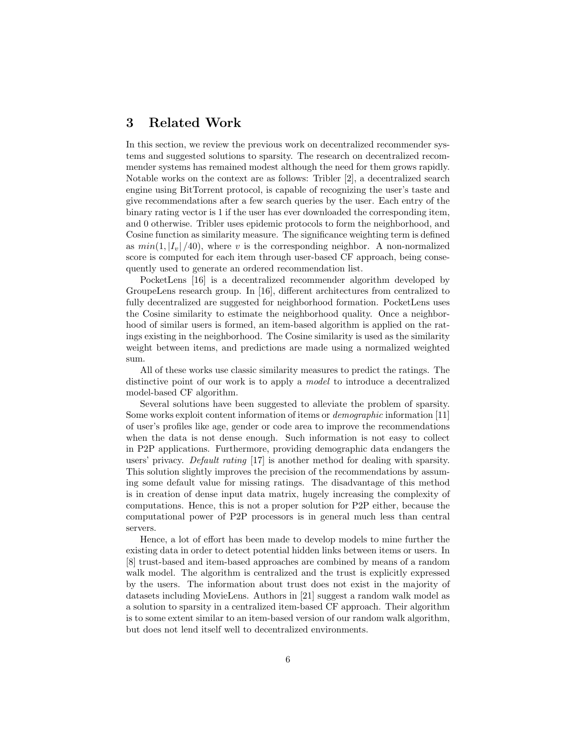## 3 Related Work

In this section, we review the previous work on decentralized recommender systems and suggested solutions to sparsity. The research on decentralized recommender systems has remained modest although the need for them grows rapidly. Notable works on the context are as follows: Tribler [2], a decentralized search engine using BitTorrent protocol, is capable of recognizing the user's taste and give recommendations after a few search queries by the user. Each entry of the binary rating vector is 1 if the user has ever downloaded the corresponding item, and 0 otherwise. Tribler uses epidemic protocols to form the neighborhood, and Cosine function as similarity measure. The significance weighting term is defined as $min(1, |I_v|/40)$, where $v$ is the corresponding neighbor. A non-normalized score is computed for each item through user-based CF approach, being consequently used to generate an ordered recommendation list.

PocketLens [16] is a decentralized recommender algorithm developed by GroupeLens research group. In [16], different architectures from centralized to fully decentralized are suggested for neighborhood formation. PocketLens uses the Cosine similarity to estimate the neighborhood quality. Once a neighborhood of similar users is formed, an item-based algorithm is applied on the ratings existing in the neighborhood. The Cosine similarity is used as the similarity weight between items, and predictions are made using a normalized weighted sum.

All of these works use classic similarity measures to predict the ratings. The distinctive point of our work is to apply a *model* to introduce a decentralized model-based CF algorithm.

Several solutions have been suggested to alleviate the problem of sparsity. Some works exploit content information of items or *demographic* information [11] of user's profiles like age, gender or code area to improve the recommendations when the data is not dense enough. Such information is not easy to collect in P2P applications. Furthermore, providing demographic data endangers the users' privacy. *Default rating* [17] is another method for dealing with sparsity. This solution slightly improves the precision of the recommendations by assuming some default value for missing ratings. The disadvantage of this method is in creation of dense input data matrix, hugely increasing the complexity of computations. Hence, this is not a proper solution for P2P either, because the computational power of P2P processors is in general much less than central servers.

Hence, a lot of effort has been made to develop models to mine further the existing data in order to detect potential hidden links between items or users. In [8] trust-based and item-based approaches are combined by means of a random walk model. The algorithm is centralized and the trust is explicitly expressed by the users. The information about trust does not exist in the majority of datasets including MovieLens. Authors in [21] suggest a random walk model as a solution to sparsity in a centralized item-based CF approach. Their algorithm is to some extent similar to an item-based version of our random walk algorithm, but does not lend itself well to decentralized environments.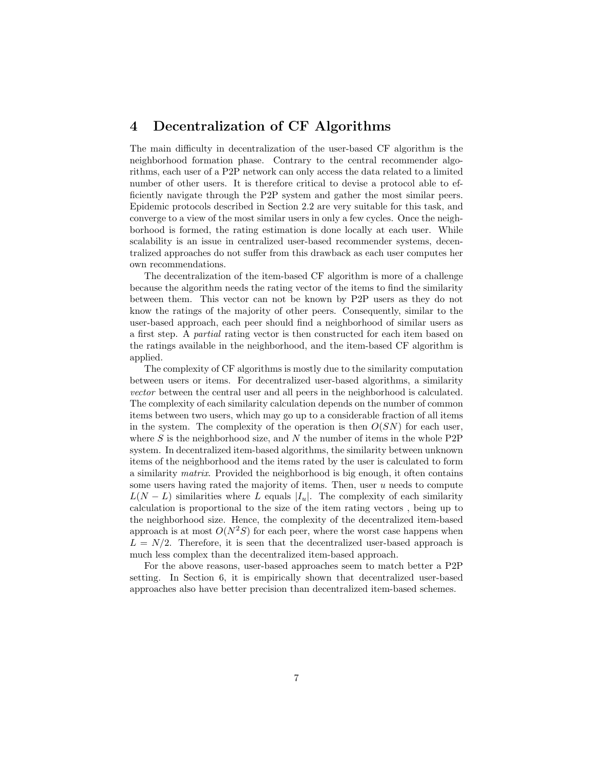## 4 Decentralization of CF Algorithms

The main difficulty in decentralization of the user-based CF algorithm is the neighborhood formation phase. Contrary to the central recommender algorithms, each user of a P2P network can only access the data related to a limited number of other users. It is therefore critical to devise a protocol able to efficiently navigate through the P2P system and gather the most similar peers. Epidemic protocols described in Section 2.2 are very suitable for this task, and converge to a view of the most similar users in only a few cycles. Once the neighborhood is formed, the rating estimation is done locally at each user. While scalability is an issue in centralized user-based recommender systems, decentralized approaches do not suffer from this drawback as each user computes her own recommendations.

The decentralization of the item-based CF algorithm is more of a challenge because the algorithm needs the rating vector of the items to find the similarity between them. This vector can not be known by P2P users as they do not know the ratings of the majority of other peers. Consequently, similar to the user-based approach, each peer should find a neighborhood of similar users as a first step. A *partial* rating vector is then constructed for each item based on the ratings available in the neighborhood, and the item-based CF algorithm is applied.

The complexity of CF algorithms is mostly due to the similarity computation between users or items. For decentralized user-based algorithms, a similarity *vector* between the central user and all peers in the neighborhood is calculated. The complexity of each similarity calculation depends on the number of common items between two users, which may go up to a considerable fraction of all items in the system. The complexity of the operation is then $O(SN)$ for each user, where $S$ is the neighborhood size, and $N$ the number of items in the whole P2P system. In decentralized item-based algorithms, the similarity between unknown items of the neighborhood and the items rated by the user is calculated to form a similarity *matrix*. Provided the neighborhood is big enough, it often contains some users having rated the majority of items. Then, user $u$ needs to compute $L(N-L)$ similarities where $L$ equals $|I_u|$. The complexity of each similarity calculation is proportional to the size of the item rating vectors , being up to the neighborhood size. Hence, the complexity of the decentralized item-based approach is at most $O(N^2S)$ for each peer, where the worst case happens when $L = N/2$. Therefore, it is seen that the decentralized user-based approach is much less complex than the decentralized item-based approach.

For the above reasons, user-based approaches seem to match better a P2P setting. In Section 6, it is empirically shown that decentralized user-based approaches also have better precision than decentralized item-based schemes.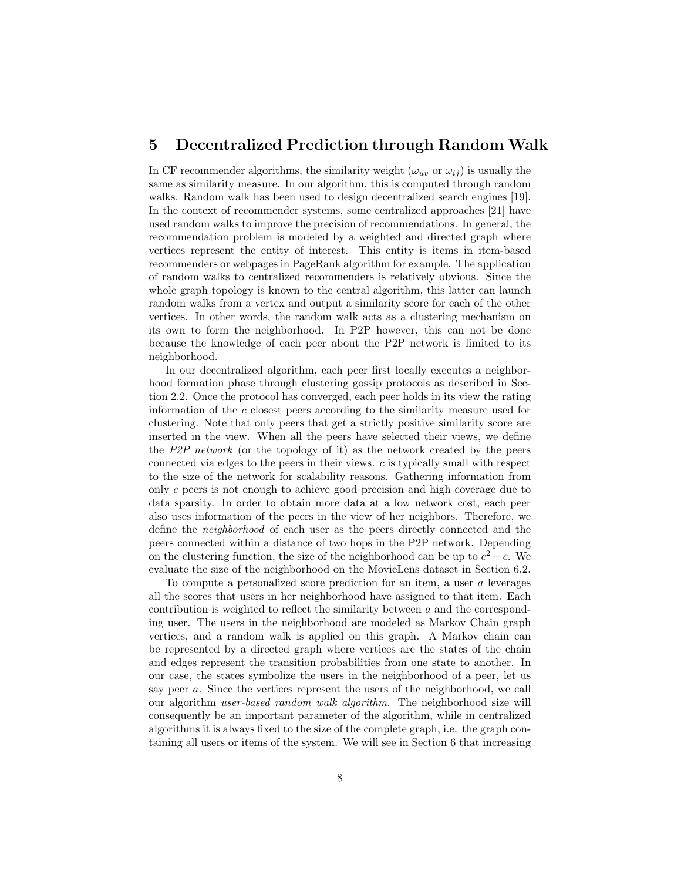## 5 Decentralized Prediction through Random Walk

In CF recommender algorithms, the similarity weight ($\omega_{uv}$ or $\omega_{ij}$) is usually the same as similarity measure. In our algorithm, this is computed through random walks. Random walk has been used to design decentralized search engines [19]. In the context of recommender systems, some centralized approaches [21] have used random walks to improve the precision of recommendations. In general, the recommendation problem is modeled by a weighted and directed graph where vertices represent the entity of interest. This entity is items in item-based recommenders or webpages in PageRank algorithm for example. The application of random walks to centralized recommenders is relatively obvious. Since the whole graph topology is known to the central algorithm, this latter can launch random walks from a vertex and output a similarity score for each of the other vertices. In other words, the random walk acts as a clustering mechanism on its own to form the neighborhood. In P2P however, this can not be done because the knowledge of each peer about the P2P network is limited to its neighborhood.

In our decentralized algorithm, each peer first locally executes a neighborhood formation phase through clustering gossip protocols as described in Section 2.2. Once the protocol has converged, each peer holds in its view the rating information of the $c$ closest peers according to the similarity measure used for clustering. Note that only peers that get a strictly positive similarity score are inserted in the view. When all the peers have selected their views, we define the *P2P network* (or the topology of it) as the network created by the peers connected via edges to the peers in their views. $c$ is typically small with respect to the size of the network for scalability reasons. Gathering information from only $c$ peers is not enough to achieve good precision and high coverage due to data sparsity. In order to obtain more data at a low network cost, each peer also uses information of the peers in the view of her neighbors. Therefore, we define the *neighborhood* of each user as the peers directly connected and the peers connected within a distance of two hops in the P2P network. Depending on the clustering function, the size of the neighborhood can be up to $c^2 + c$. We evaluate the size of the neighborhood on the MovieLens dataset in Section 6.2.

To compute a personalized score prediction for an item, a user $a$ leverages all the scores that users in her neighborhood have assigned to that item. Each contribution is weighted to reflect the similarity between $a$ and the corresponding user. The users in the neighborhood are modeled as Markov Chain graph vertices, and a random walk is applied on this graph. A Markov chain can be represented by a directed graph where vertices are the states of the chain and edges represent the transition probabilities from one state to another. In our case, the states symbolize the users in the neighborhood of a peer, let us say peer $a$. Since the vertices represent the users of the neighborhood, we call our algorithm *user-based random walk algorithm*. The neighborhood size will consequently be an important parameter of the algorithm, while in centralized algorithms it is always fixed to the size of the complete graph, i.e. the graph containing all users or items of the system. We will see in Section 6 that increasing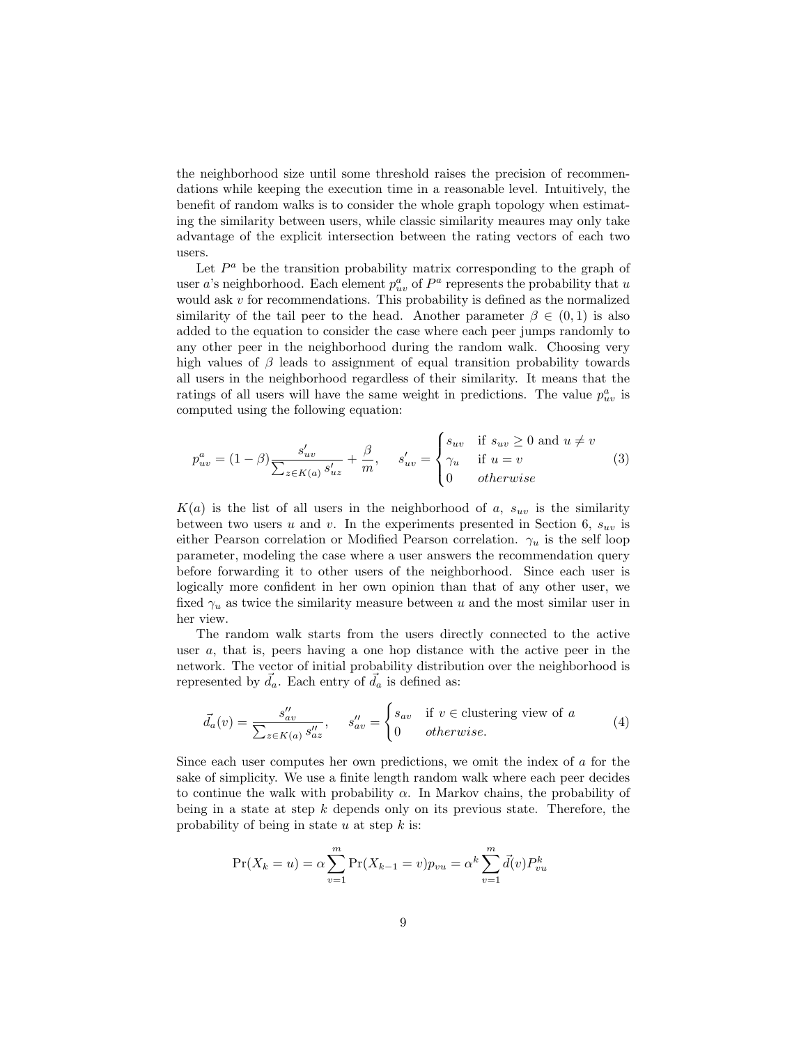the neighborhood size until some threshold raises the precision of recommendations while keeping the execution time in a reasonable level. Intuitively, the benefit of random walks is to consider the whole graph topology when estimating the similarity between users, while classic similarity meaures may only take advantage of the explicit intersection between the rating vectors of each two users.

Let $P^a$ be the transition probability matrix corresponding to the graph of user $a$'s neighborhood. Each element $p^a_{uv}$ of $P^a$ represents the probability that $u$ would ask $v$ for recommendations. This probability is defined as the normalized similarity of the tail peer to the head. Another parameter $\beta \in (0, 1)$ is also added to the equation to consider the case where each peer jumps randomly to any other peer in the neighborhood during the random walk. Choosing very high values of $\beta$ leads to assignment of equal transition probability towards all users in the neighborhood regardless of their similarity. It means that the ratings of all users will have the same weight in predictions. The value $p^a_{uv}$ is computed using the following equation:

$$p^a_{uv} = (1-\beta)\frac{s'_{uv}}{\sum_{z\in K(a)} s'_{uz}} + \frac{\beta}{m}, \qquad s'_{uv} = \begin{cases} s_{uv} & \text{if } s_{uv} \geq 0 \text{ and } u \neq v \\ \gamma_u & \text{if } u = v \\ 0 & otherwise \end{cases} \tag{3}$$

$K(a)$ is the list of all users in the neighborhood of $a$, $s_{uv}$ is the similarity between two users $u$ and $v$. In the experiments presented in Section 6, $s_{uv}$ is either Pearson correlation or Modified Pearson correlation. $\gamma_u$ is the self loop parameter, modeling the case where a user answers the recommendation query before forwarding it to other users of the neighborhood. Since each user is logically more confident in her own opinion than that of any other user, we fixed $\gamma_u$ as twice the similarity measure between $u$ and the most similar user in her view.

The random walk starts from the users directly connected to the active user $a$, that is, peers having a one hop distance with the active peer in the network. The vector of initial probability distribution over the neighborhood is represented by $\vec{d_a}$. Each entry of $\vec{d_a}$ is defined as:

$$\vec{d_a}(v) = \frac{s''_{av}}{\sum_{z\in K(a)} s''_{az}}, \qquad s''_{av} = \begin{cases} s_{av} & \text{if } v \in \text{clustering view of } a \\ 0 & otherwise. \end{cases} \tag{4}$$

Since each user computes her own predictions, we omit the index of $a$ for the sake of simplicity. We use a finite length random walk where each peer decides to continue the walk with probability $\alpha$. In Markov chains, the probability of being in a state at step $k$ depends only on its previous state. Therefore, the probability of being in state $u$ at step $k$ is:

$$\Pr(X_k = u) = \alpha \sum_{v=1}^{m} \Pr(X_{k-1} = v) p_{vu} = \alpha^k \sum_{v=1}^{m} \vec{d}(v) P^k_{vu}$$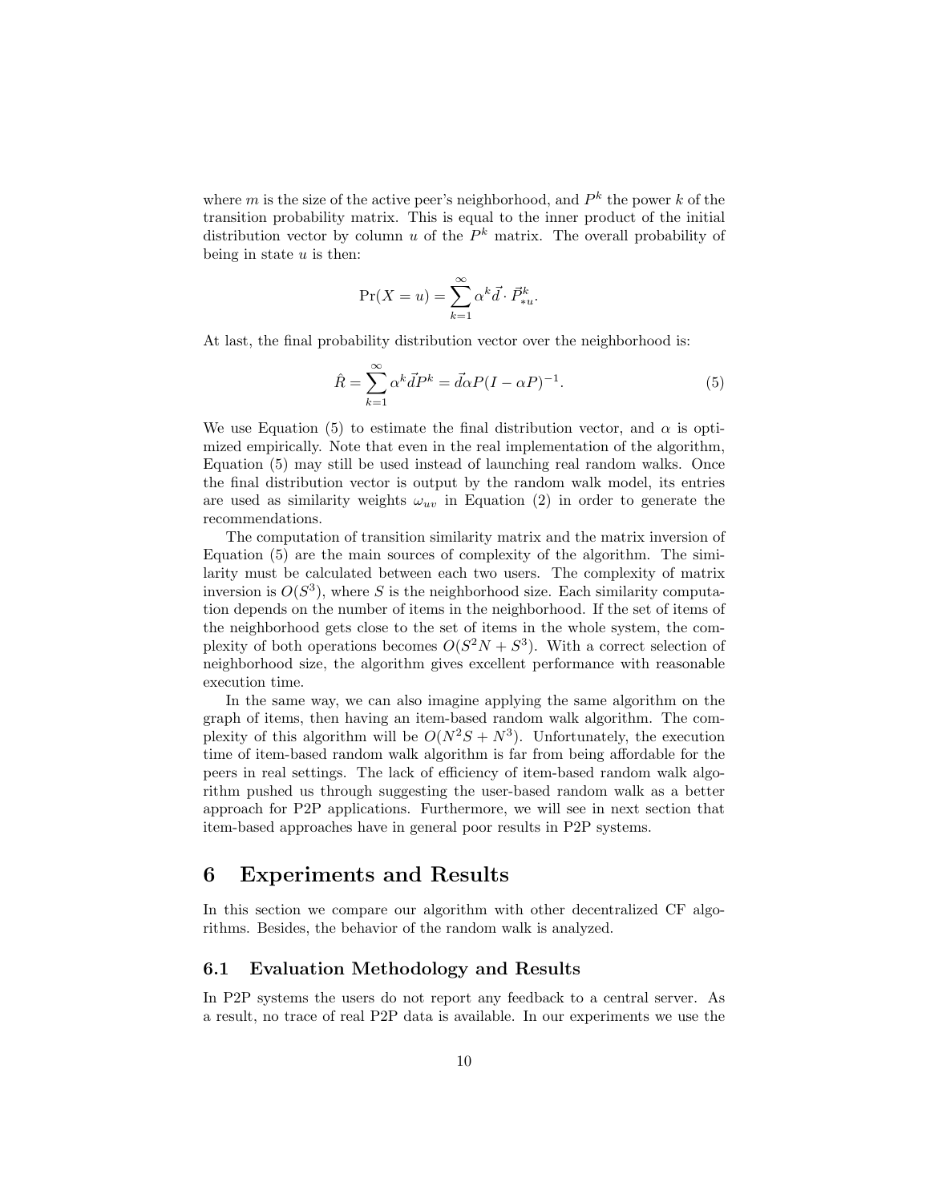where $m$ is the size of the active peer's neighborhood, and $P^k$ the power $k$ of the transition probability matrix. This is equal to the inner product of the initial distribution vector by column $u$ of the $P^k$ matrix. The overall probability of being in state $u$ is then:

$$\Pr(X = u) = \sum_{k=1}^{\infty} \alpha^k \vec{d} \cdot \vec{P}^k_{*u}.$$

At last, the final probability distribution vector over the neighborhood is:

$$\hat{R} = \sum_{k=1}^{\infty} \alpha^k \vec{d} P^k = \vec{d} \alpha P (I - \alpha P)^{-1}. \tag{5}$$

We use Equation (5) to estimate the final distribution vector, and $\alpha$ is optimized empirically. Note that even in the real implementation of the algorithm, Equation (5) may still be used instead of launching real random walks. Once the final distribution vector is output by the random walk model, its entries are used as similarity weights $\omega_{uv}$ in Equation (2) in order to generate the recommendations.

The computation of transition similarity matrix and the matrix inversion of Equation (5) are the main sources of complexity of the algorithm. The similarity must be calculated between each two users. The complexity of matrix inversion is $O(S^3)$, where $S$ is the neighborhood size. Each similarity computation depends on the number of items in the neighborhood. If the set of items of the neighborhood gets close to the set of items in the whole system, the complexity of both operations becomes $O(S^2N + S^3)$. With a correct selection of neighborhood size, the algorithm gives excellent performance with reasonable execution time.

In the same way, we can also imagine applying the same algorithm on the graph of items, then having an item-based random walk algorithm. The complexity of this algorithm will be $O(N^2S + N^3)$. Unfortunately, the execution time of item-based random walk algorithm is far from being affordable for the peers in real settings. The lack of efficiency of item-based random walk algorithm pushed us through suggesting the user-based random walk as a better approach for P2P applications. Furthermore, we will see in next section that item-based approaches have in general poor results in P2P systems.

# 6 Experiments and Results

In this section we compare our algorithm with other decentralized CF algorithms. Besides, the behavior of the random walk is analyzed.

## 6.1 Evaluation Methodology and Results

In P2P systems the users do not report any feedback to a central server. As a result, no trace of real P2P data is available. In our experiments we use the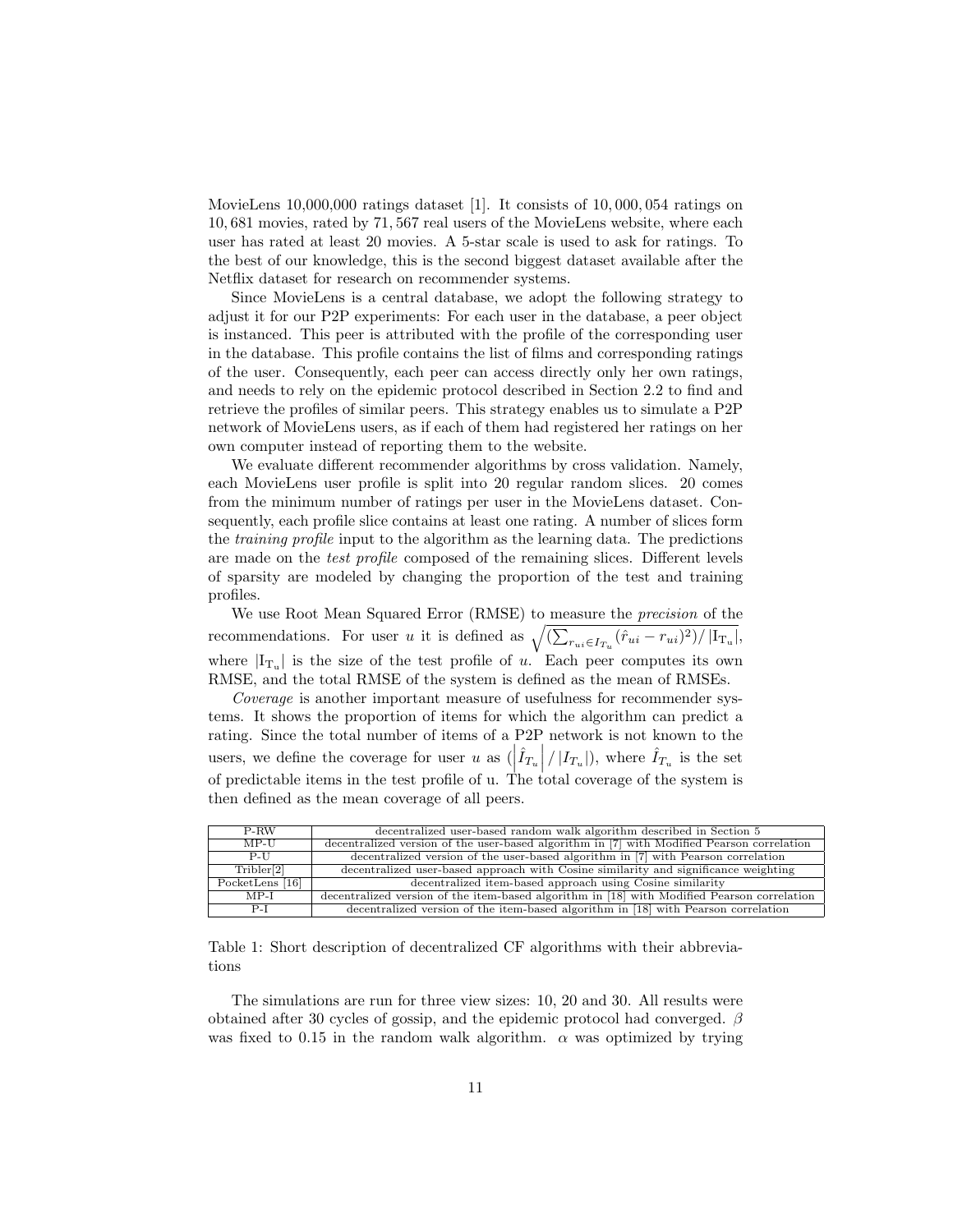MovieLens 10,000,000 ratings dataset [1]. It consists of 10,000,054 ratings on 10,681 movies, rated by 71,567 real users of the MovieLens website, where each user has rated at least 20 movies. A 5-star scale is used to ask for ratings. To the best of our knowledge, this is the second biggest dataset available after the Netflix dataset for research on recommender systems.

Since MovieLens is a central database, we adopt the following strategy to adjust it for our P2P experiments: For each user in the database, a peer object is instanced. This peer is attributed with the profile of the corresponding user in the database. This profile contains the list of films and corresponding ratings of the user. Consequently, each peer can access directly only her own ratings, and needs to rely on the epidemic protocol described in Section 2.2 to find and retrieve the profiles of similar peers. This strategy enables us to simulate a P2P network of MovieLens users, as if each of them had registered her ratings on her own computer instead of reporting them to the website.

We evaluate different recommender algorithms by cross validation. Namely, each MovieLens user profile is split into 20 regular random slices. 20 comes from the minimum number of ratings per user in the MovieLens dataset. Consequently, each profile slice contains at least one rating. A number of slices form the *training profile* input to the algorithm as the learning data. The predictions are made on the *test profile* composed of the remaining slices. Different levels of sparsity are modeled by changing the proportion of the test and training profiles.

We use Root Mean Squared Error (RMSE) to measure the *precision* of the recommendations. For user $u$ it is defined as $\sqrt{(\sum_{r_{ui} \in I_{T_u}} (\hat{r}_{ui} - r_{ui})^2) / |\mathrm{I}_{\mathrm{T_u}}|}$, where $|\mathrm{I}_{\mathrm{T_u}}|$ is the size of the test profile of $u$. Each peer computes its own RMSE, and the total RMSE of the system is defined as the mean of RMSEs.

*Coverage* is another important measure of usefulness for recommender systems. It shows the proportion of items for which the algorithm can predict a rating. Since the total number of items of a P2P network is not known to the users, we define the coverage for user $u$ as $(\left|\hat{I}_{T_u}\right| / |I_{T_u}|)$, where $\hat{I}_{T_u}$ is the set of predictable items in the test profile of u. The total coverage of the system is then defined as the mean coverage of all peers.

| | |
|---|---|
| P-RW | decentralized user-based random walk algorithm described in Section 5 |
| MP-U | decentralized version of the user-based algorithm in [7] with Modified Pearson correlation |
| P-U | decentralized version of the user-based algorithm in [7] with Pearson correlation |
| Tribler[2] | decentralized user-based approach with Cosine similarity and significance weighting |
| PocketLens [16] | decentralized item-based approach using Cosine similarity |
| MP-I | decentralized version of the item-based algorithm in [18] with Modified Pearson correlation |
| P-I | decentralized version of the item-based algorithm in [18] with Pearson correlation |

Table 1: Short description of decentralized CF algorithms with their abbreviations

The simulations are run for three view sizes: 10, 20 and 30. All results were obtained after 30 cycles of gossip, and the epidemic protocol had converged. $\beta$ was fixed to 0.15 in the random walk algorithm. $\alpha$ was optimized by trying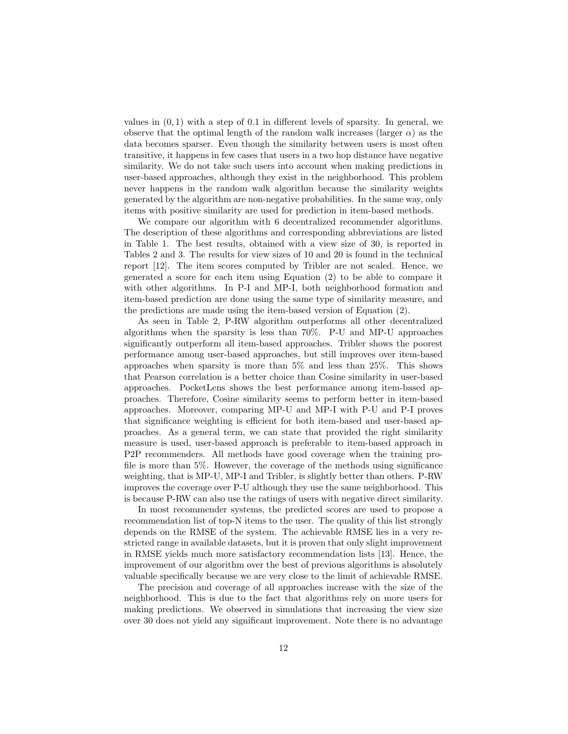values in $(0, 1)$ with a step of 0.1 in different levels of sparsity. In general, we observe that the optimal length of the random walk increases (larger $\alpha$) as the data becomes sparser. Even though the similarity between users is most often transitive, it happens in few cases that users in a two hop distance have negative similarity. We do not take such users into account when making predictions in user-based approaches, although they exist in the neighborhood. This problem never happens in the random walk algorithm because the similarity weights generated by the algorithm are non-negative probabilities. In the same way, only items with positive similarity are used for prediction in item-based methods.

We compare our algorithm with 6 decentralized recommender algorithms. The description of these algorithms and corresponding abbreviations are listed in Table 1. The best results, obtained with a view size of 30, is reported in Tables 2 and 3. The results for view sizes of 10 and 20 is found in the technical report [12]. The item scores computed by Tribler are not scaled. Hence, we generated a score for each item using Equation (2) to be able to compare it with other algorithms. In P-I and MP-I, both neighborhood formation and item-based prediction are done using the same type of similarity measure, and the predictions are made using the item-based version of Equation (2).

As seen in Table 2, P-RW algorithm outperforms all other decentralized algorithms when the sparsity is less than 70%. P-U and MP-U approaches significantly outperform all item-based approaches. Tribler shows the poorest performance among user-based approaches, but still improves over item-based approaches when sparsity is more than 5% and less than 25%. This shows that Pearson correlation is a better choice than Cosine similarity in user-based approaches. PocketLens shows the best performance among item-based approaches. Therefore, Cosine similarity seems to perform better in item-based approaches. Moreover, comparing MP-U and MP-I with P-U and P-I proves that significance weighting is efficient for both item-based and user-based approaches. As a general term, we can state that provided the right similarity measure is used, user-based approach is preferable to item-based approach in P2P recommenders. All methods have good coverage when the training profile is more than 5%. However, the coverage of the methods using significance weighting, that is MP-U, MP-I and Tribler, is slightly better than others. P-RW improves the coverage over P-U although they use the same neighborhood. This is because P-RW can also use the ratings of users with negative direct similarity.

In most recommender systems, the predicted scores are used to propose a recommendation list of top-N items to the user. The quality of this list strongly depends on the RMSE of the system. The achievable RMSE lies in a very restricted range in available datasets, but it is proven that only slight improvement in RMSE yields much more satisfactory recommendation lists [13]. Hence, the improvement of our algorithm over the best of previous algorithms is absolutely valuable specifically because we are very close to the limit of achievable RMSE.

The precision and coverage of all approaches increase with the size of the neighborhood. This is due to the fact that algorithms rely on more users for making predictions. We observed in simulations that increasing the view size over 30 does not yield any significant improvement. Note there is no advantage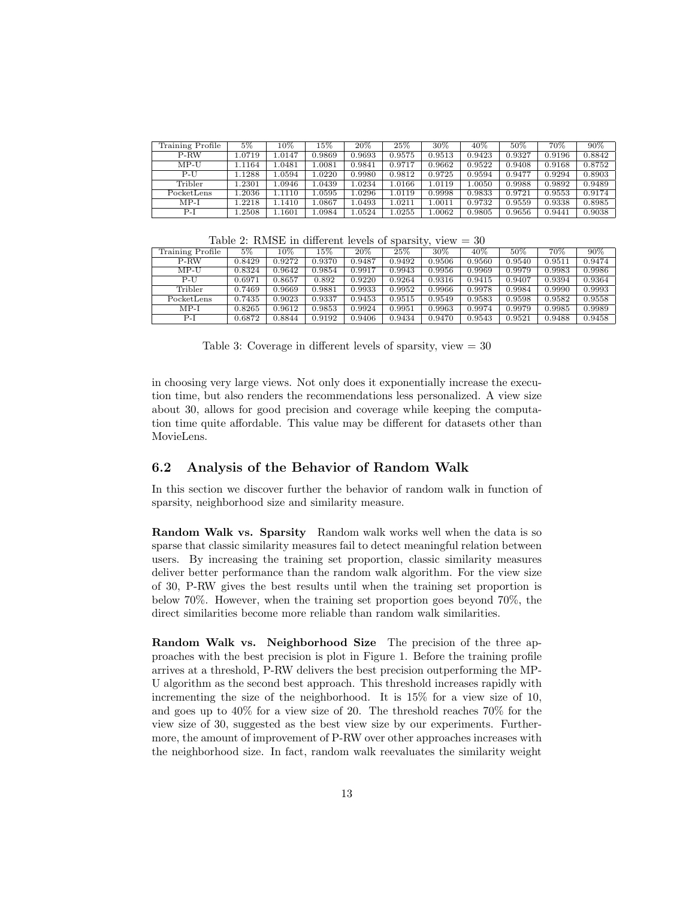| Training Profile | 5% | 10% | 15% | 20% | 25% | 30% | 40% | 50% | 70% | 90% |
|---|---|---|---|---|---|---|---|---|---|---|
| P-RW | 1.0719 | 1.0147 | 0.9869 | 0.9693 | 0.9575 | 0.9513 | 0.9423 | 0.9327 | 0.9196 | 0.8842 |
| MP-U | 1.1164 | 1.0481 | 1.0081 | 0.9841 | 0.9717 | 0.9662 | 0.9522 | 0.9408 | 0.9168 | 0.8752 |
| P-U | 1.1288 | 1.0594 | 1.0220 | 0.9980 | 0.9812 | 0.9725 | 0.9594 | 0.9477 | 0.9294 | 0.8903 |
| Tribler | 1.2301 | 1.0946 | 1.0439 | 1.0234 | 1.0166 | 1.0119 | 1.0050 | 0.9988 | 0.9892 | 0.9489 |
| PocketLens | 1.2036 | 1.1110 | 1.0595 | 1.0296 | 1.0119 | 0.9998 | 0.9833 | 0.9721 | 0.9553 | 0.9174 |
| MP-I | 1.2218 | 1.1410 | 1.0867 | 1.0493 | 1.0211 | 1.0011 | 0.9732 | 0.9559 | 0.9338 | 0.8985 |
| P-I | 1.2508 | 1.1601 | 1.0984 | 1.0524 | 1.0255 | 1.0062 | 0.9805 | 0.9656 | 0.9441 | 0.9038 |

Table 2: RMSE in different levels of sparsity, view = 30

| Training Profile | 5% | 10% | 15% | 20% | 25% | 30% | 40% | 50% | 70% | 90% |
|---|---|---|---|---|---|---|---|---|---|---|
| P-RW | 0.8429 | 0.9272 | 0.9370 | 0.9487 | 0.9492 | 0.9506 | 0.9560 | 0.9540 | 0.9511 | 0.9474 |
| MP-U | 0.8324 | 0.9642 | 0.9854 | 0.9917 | 0.9943 | 0.9956 | 0.9969 | 0.9979 | 0.9983 | 0.9986 |
| P-U | 0.6971 | 0.8657 | 0.892 | 0.9220 | 0.9264 | 0.9316 | 0.9415 | 0.9407 | 0.9394 | 0.9364 |
| Tribler | 0.7469 | 0.9669 | 0.9881 | 0.9933 | 0.9952 | 0.9966 | 0.9978 | 0.9984 | 0.9990 | 0.9993 |
| PocketLens | 0.7435 | 0.9023 | 0.9337 | 0.9453 | 0.9515 | 0.9549 | 0.9583 | 0.9598 | 0.9582 | 0.9558 |
| MP-I | 0.8265 | 0.9612 | 0.9853 | 0.9924 | 0.9951 | 0.9963 | 0.9974 | 0.9979 | 0.9985 | 0.9989 |
| P-I | 0.6872 | 0.8844 | 0.9192 | 0.9406 | 0.9434 | 0.9470 | 0.9543 | 0.9521 | 0.9488 | 0.9458 |

Table 3: Coverage in different levels of sparsity, view = 30

in choosing very large views. Not only does it exponentially increase the execution time, but also renders the recommendations less personalized. A view size about 30, allows for good precision and coverage while keeping the computation time quite affordable. This value may be different for datasets other than MovieLens.

## 6.2 Analysis of the Behavior of Random Walk

In this section we discover further the behavior of random walk in function of sparsity, neighborhood size and similarity measure.

**Random Walk vs. Sparsity** Random walk works well when the data is so sparse that classic similarity measures fail to detect meaningful relation between users. By increasing the training set proportion, classic similarity measures deliver better performance than the random walk algorithm. For the view size of 30, P-RW gives the best results until when the training set proportion is below 70%. However, when the training set proportion goes beyond 70%, the direct similarities become more reliable than random walk similarities.

**Random Walk vs. Neighborhood Size** The precision of the three approaches with the best precision is plot in Figure 1. Before the training profile arrives at a threshold, P-RW delivers the best precision outperforming the MP-U algorithm as the second best approach. This threshold increases rapidly with incrementing the size of the neighborhood. It is 15% for a view size of 10, and goes up to 40% for a view size of 20. The threshold reaches 70% for the view size of 30, suggested as the best view size by our experiments. Furthermore, the amount of improvement of P-RW over other approaches increases with the neighborhood size. In fact, random walk reevaluates the similarity weight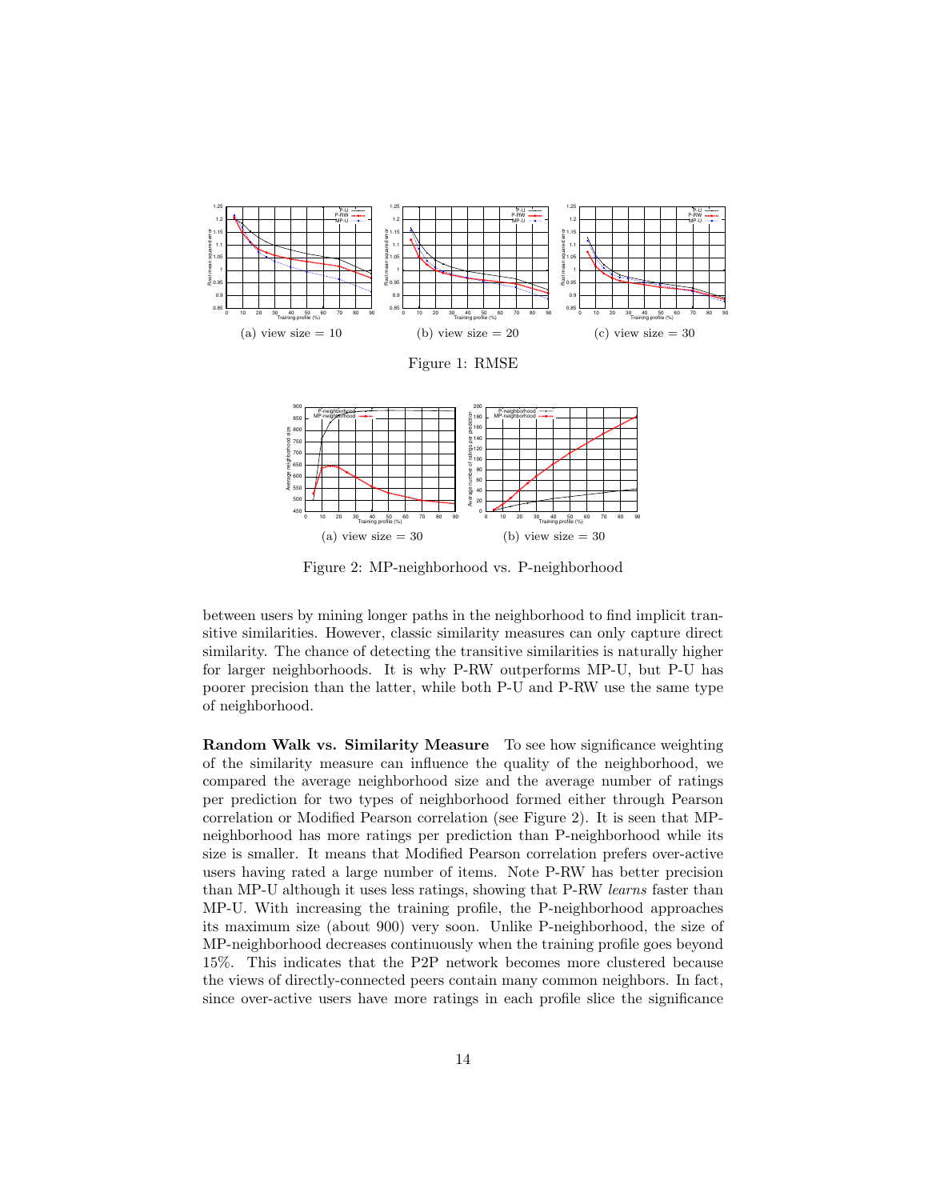1.25
1.2
1.15
1.1
1.05
1
0.95
0.9
0.85

Root mean squared error

0 10 20 30 40 50 60 70 80 90

Training profile (%)

P-U
P-RW
MP-U

(a) view size = 10

1.25
1.2
1.15
1.1
1.05
1
0.95
0.9
0.85

Root mean squared error

0 10 20 30 40 50 60 70 80 90

Training profile (%)

P-U
P-RW
MP-U

(b) view size = 20

1.25
1.2
1.15
1.1
1.05
1
0.95
0.9
0.85

Root mean squared error

0 10 20 30 40 50 60 70 80 90

Training profile (%)

P-U
P-RW
MP-U

(c) view size = 30

Figure 1: RMSE

900
850
800
750
700
650
600
550
500
450

Average neighborhood size

0 10 20 30 40 50 60 70 80 90

Training profile (%)

P-neighborhood
MP-neighborhood

(a) view size = 30

200
180
160
140
120
100
80
60
40
20
0

Average number of ratings per prediction

0 10 20 30 40 50 60 70 80 90

Training profile (%)

P-neighborhood
MP-neighborhood

(b) view size = 30

Figure 2: MP-neighborhood vs. P-neighborhood

between users by mining longer paths in the neighborhood to find implicit transitive similarities. However, classic similarity measures can only capture direct similarity. The chance of detecting the transitive similarities is naturally higher for larger neighborhoods. It is why P-RW outperforms MP-U, but P-U has poorer precision than the latter, while both P-U and P-RW use the same type of neighborhood.

**Random Walk vs. Similarity Measure** To see how significance weighting of the similarity measure can influence the quality of the neighborhood, we compared the average neighborhood size and the average number of ratings per prediction for two types of neighborhood formed either through Pearson correlation or Modified Pearson correlation (see Figure 2). It is seen that MP-neighborhood has more ratings per prediction than P-neighborhood while its size is smaller. It means that Modified Pearson correlation prefers over-active users having rated a large number of items. Note P-RW has better precision than MP-U although it uses less ratings, showing that P-RW *learns* faster than MP-U. With increasing the training profile, the P-neighborhood approaches its maximum size (about 900) very soon. Unlike P-neighborhood, the size of MP-neighborhood decreases continuously when the training profile goes beyond 15%. This indicates that the P2P network becomes more clustered because the views of directly-connected peers contain many common neighbors. In fact, since over-active users have more ratings in each profile slice the significance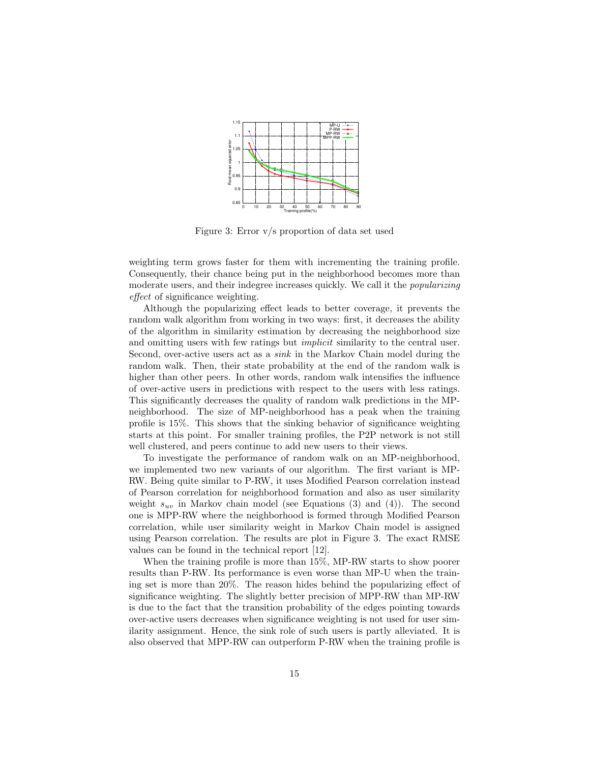1.15
1.1
1.05
1
0.95
0.9
0.85

Root mean squared error

0 10 20 30 40 50 60 70 80 90

Training profile(%)

MP-U
P-RW
MP-RW
MPP-RW

Figure 3: Error v/s proportion of data set used

weighting term grows faster for them with incrementing the training profile. Consequently, their chance being put in the neighborhood becomes more than moderate users, and their indegree increases quickly. We call it the *popularizing effect* of significance weighting.

Although the popularizing effect leads to better coverage, it prevents the random walk algorithm from working in two ways: first, it decreases the ability of the algorithm in similarity estimation by decreasing the neighborhood size and omitting users with few ratings but *implicit* similarity to the central user. Second, over-active users act as a *sink* in the Markov Chain model during the random walk. Then, their state probability at the end of the random walk is higher than other peers. In other words, random walk intensifies the influence of over-active users in predictions with respect to the users with less ratings. This significantly decreases the quality of random walk predictions in the MP-neighborhood. The size of MP-neighborhood has a peak when the training profile is 15%. This shows that the sinking behavior of significance weighting starts at this point. For smaller training profiles, the P2P network is not still well clustered, and peers continue to add new users to their views.

To investigate the performance of random walk on an MP-neighborhood, we implemented two new variants of our algorithm. The first variant is MP-RW. Being quite similar to P-RW, it uses Modified Pearson correlation instead of Pearson correlation for neighborhood formation and also as user similarity weight $s_{uv}$ in Markov chain model (see Equations (3) and (4)). The second one is MPP-RW where the neighborhood is formed through Modified Pearson correlation, while user similarity weight in Markov Chain model is assigned using Pearson correlation. The results are plot in Figure 3. The exact RMSE values can be found in the technical report [12].

When the training profile is more than 15%, MP-RW starts to show poorer results than P-RW. Its performance is even worse than MP-U when the training set is more than 20%. The reason hides behind the popularizing effect of significance weighting. The slightly better precision of MPP-RW than MP-RW is due to the fact that the transition probability of the edges pointing towards over-active users decreases when significance weighting is not used for user similarity assignment. Hence, the sink role of such users is partly alleviated. It is also observed that MPP-RW can outperform P-RW when the training profile is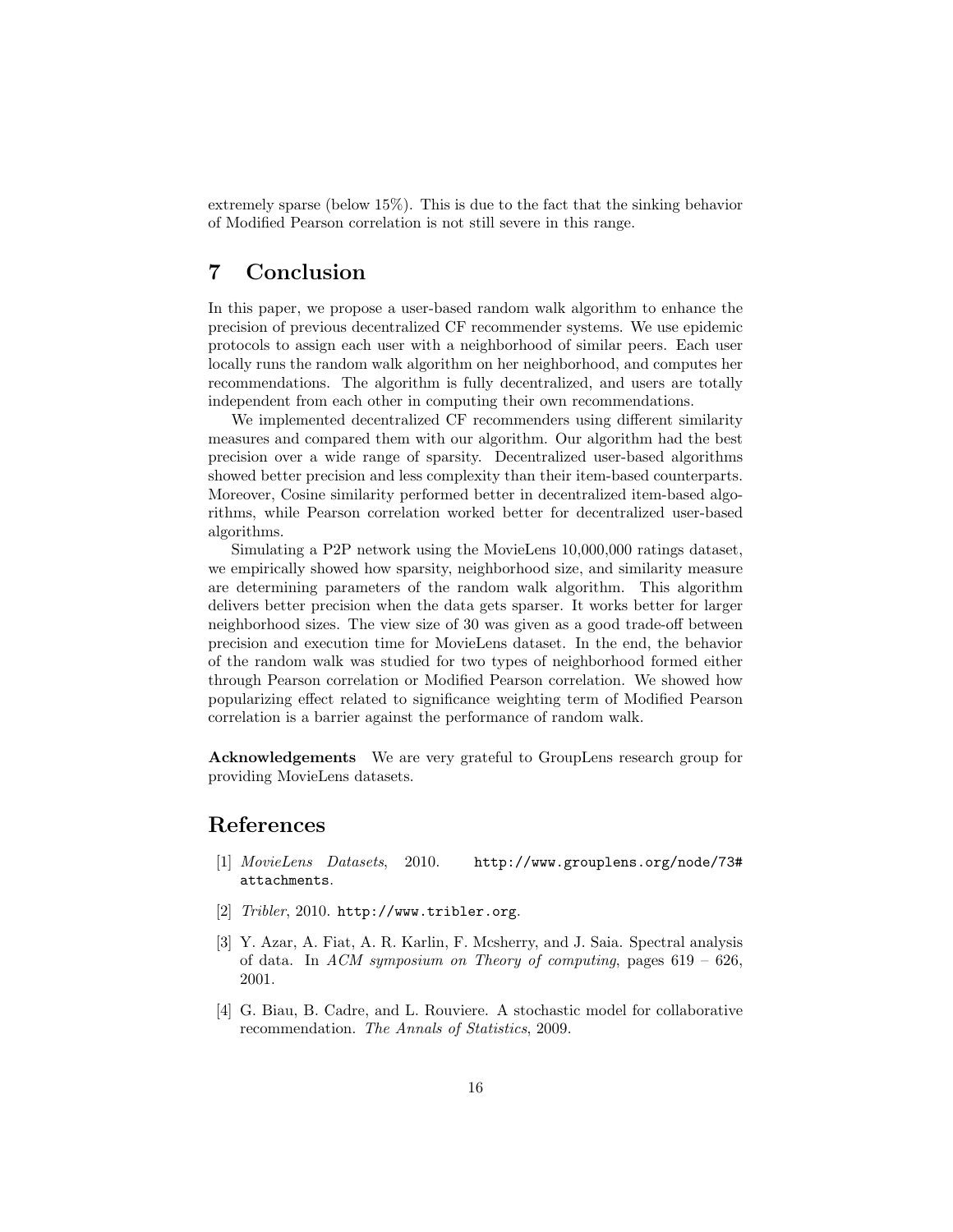extremely sparse (below 15%). This is due to the fact that the sinking behavior of Modified Pearson correlation is not still severe in this range.

# 7 Conclusion

In this paper, we propose a user-based random walk algorithm to enhance the precision of previous decentralized CF recommender systems. We use epidemic protocols to assign each user with a neighborhood of similar peers. Each user locally runs the random walk algorithm on her neighborhood, and computes her recommendations. The algorithm is fully decentralized, and users are totally independent from each other in computing their own recommendations.

We implemented decentralized CF recommenders using different similarity measures and compared them with our algorithm. Our algorithm had the best precision over a wide range of sparsity. Decentralized user-based algorithms showed better precision and less complexity than their item-based counterparts. Moreover, Cosine similarity performed better in decentralized item-based algorithms, while Pearson correlation worked better for decentralized user-based algorithms.

Simulating a P2P network using the MovieLens 10,000,000 ratings dataset, we empirically showed how sparsity, neighborhood size, and similarity measure are determining parameters of the random walk algorithm. This algorithm delivers better precision when the data gets sparser. It works better for larger neighborhood sizes. The view size of 30 was given as a good trade-off between precision and execution time for MovieLens dataset. In the end, the behavior of the random walk was studied for two types of neighborhood formed either through Pearson correlation or Modified Pearson correlation. We showed how popularizing effect related to significance weighting term of Modified Pearson correlation is a barrier against the performance of random walk.

**Acknowledgements** We are very grateful to GroupLens research group for providing MovieLens datasets.

# References

[1] *MovieLens Datasets*, 2010. `http://www.grouplens.org/node/73#attachments`.

[2] *Tribler*, 2010. `http://www.tribler.org`.

[3] Y. Azar, A. Fiat, A. R. Karlin, F. Mcsherry, and J. Saia. Spectral analysis of data. In *ACM symposium on Theory of computing*, pages 619 – 626, 2001.

[4] G. Biau, B. Cadre, and L. Rouviere. A stochastic model for collaborative recommendation. *The Annals of Statistics*, 2009.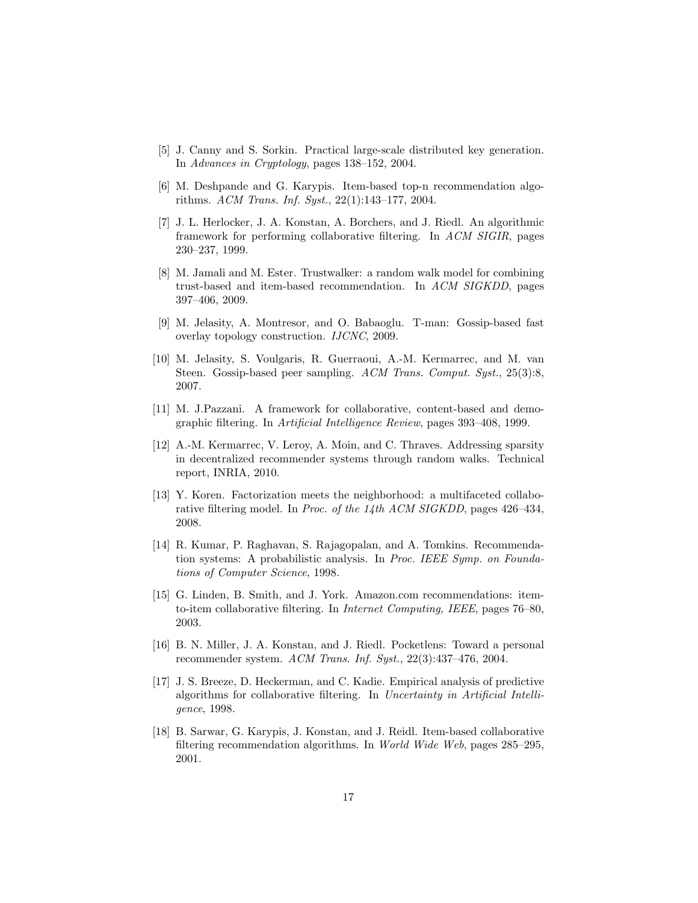[5] J. Canny and S. Sorkin. Practical large-scale distributed key generation. In *Advances in Cryptology*, pages 138–152, 2004.

[6] M. Deshpande and G. Karypis. Item-based top-n recommendation algorithms. *ACM Trans. Inf. Syst.*, 22(1):143–177, 2004.

[7] J. L. Herlocker, J. A. Konstan, A. Borchers, and J. Riedl. An algorithmic framework for performing collaborative filtering. In *ACM SIGIR*, pages 230–237, 1999.

[8] M. Jamali and M. Ester. Trustwalker: a random walk model for combining trust-based and item-based recommendation. In *ACM SIGKDD*, pages 397–406, 2009.

[9] M. Jelasity, A. Montresor, and O. Babaoglu. T-man: Gossip-based fast overlay topology construction. *IJCNC*, 2009.

[10] M. Jelasity, S. Voulgaris, R. Guerraoui, A.-M. Kermarrec, and M. van Steen. Gossip-based peer sampling. *ACM Trans. Comput. Syst.*, 25(3):8, 2007.

[11] M. J.Pazzani. A framework for collaborative, content-based and demographic filtering. In *Artificial Intelligence Review*, pages 393–408, 1999.

[12] A.-M. Kermarrec, V. Leroy, A. Moin, and C. Thraves. Addressing sparsity in decentralized recommender systems through random walks. Technical report, INRIA, 2010.

[13] Y. Koren. Factorization meets the neighborhood: a multifaceted collaborative filtering model. In *Proc. of the 14th ACM SIGKDD*, pages 426–434, 2008.

[14] R. Kumar, P. Raghavan, S. Rajagopalan, and A. Tomkins. Recommendation systems: A probabilistic analysis. In *Proc. IEEE Symp. on Foundations of Computer Science*, 1998.

[15] G. Linden, B. Smith, and J. York. Amazon.com recommendations: item-to-item collaborative filtering. In *Internet Computing, IEEE*, pages 76–80, 2003.

[16] B. N. Miller, J. A. Konstan, and J. Riedl. Pocketlens: Toward a personal recommender system. *ACM Trans. Inf. Syst.*, 22(3):437–476, 2004.

[17] J. S. Breeze, D. Heckerman, and C. Kadie. Empirical analysis of predictive algorithms for collaborative filtering. In *Uncertainty in Artificial Intelligence*, 1998.

[18] B. Sarwar, G. Karypis, J. Konstan, and J. Reidl. Item-based collaborative filtering recommendation algorithms. In *World Wide Web*, pages 285–295, 2001.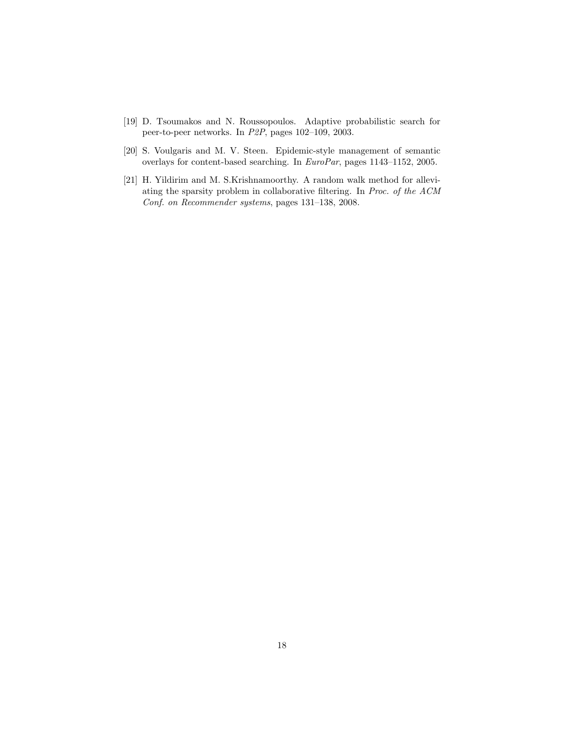[19] D. Tsoumakos and N. Roussopoulos. Adaptive probabilistic search for peer-to-peer networks. In *P2P*, pages 102–109, 2003.

[20] S. Voulgaris and M. V. Steen. Epidemic-style management of semantic overlays for content-based searching. In *EuroPar*, pages 1143–1152, 2005.

[21] H. Yildirim and M. S.Krishnamoorthy. A random walk method for alleviating the sparsity problem in collaborative filtering. In *Proc. of the ACM Conf. on Recommender systems*, pages 131–138, 2008.